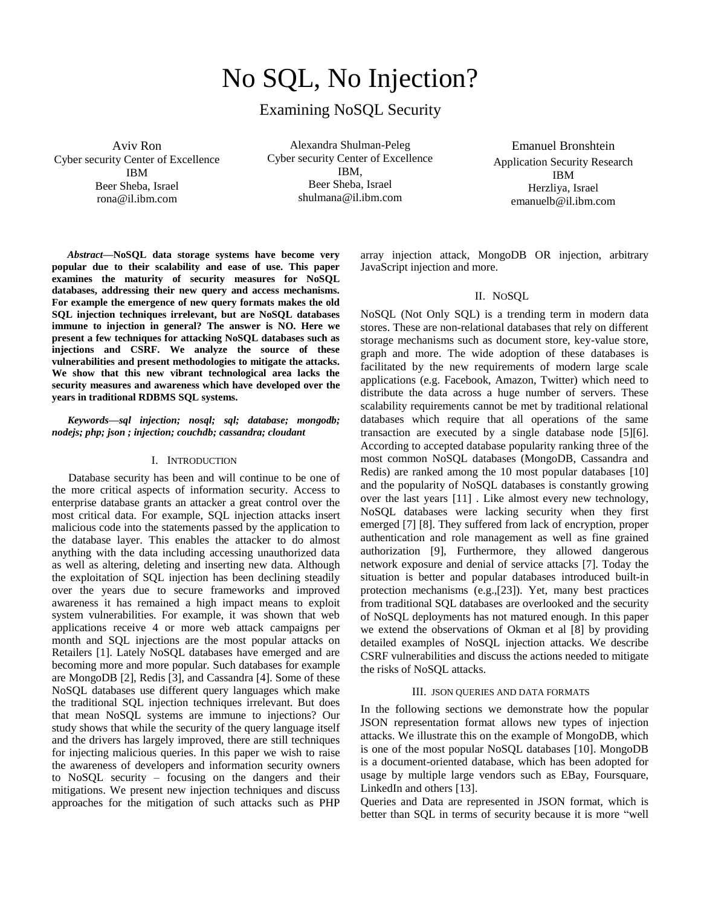# No SQL, No Injection?

## Examining NoSQL Security

Aviv Ron
Cyber security Center of Excellence
IBM
Beer Sheba, Israel
rona@il.ibm.com

Alexandra Shulman-Peleg
Cyber security Center of Excellence
IBM,
Beer Sheba, Israel
shulmana@il.ibm.com

Emanuel Bronshtein
Application Security Research
IBM
Herzliya, Israel
emanuelb@il.ibm.com

***Abstract*—NoSQL data storage systems have become very popular due to their scalability and ease of use. This paper examines the maturity of security measures for NoSQL databases, addressing their new query and access mechanisms. For example the emergence of new query formats makes the old SQL injection techniques irrelevant, but are NoSQL databases immune to injection in general? The answer is NO. Here we present a few techniques for attacking NoSQL databases such as injections and CSRF. We analyze the source of these vulnerabilities and present methodologies to mitigate the attacks. We show that this new vibrant technological area lacks the security measures and awareness which have developed over the years in traditional RDBMS SQL systems.**

***Keywords—sql injection; nosql; sql; database; mongodb; nodejs; php; json ; injection; couchdb; cassandra; cloudant***

### I. Introduction

Database security has been and will continue to be one of the more critical aspects of information security. Access to enterprise database grants an attacker a great control over the most critical data. For example, SQL injection attacks insert malicious code into the statements passed by the application to the database layer. This enables the attacker to do almost anything with the data including accessing unauthorized data as well as altering, deleting and inserting new data. Although the exploitation of SQL injection has been declining steadily over the years due to secure frameworks and improved awareness it has remained a high impact means to exploit system vulnerabilities. For example, it was shown that web applications receive 4 or more web attack campaigns per month and SQL injections are the most popular attacks on Retailers [1]. Lately NoSQL databases have emerged and are becoming more and more popular. Such databases for example are MongoDB [2], Redis [3], and Cassandra [4]. Some of these NoSQL databases use different query languages which make the traditional SQL injection techniques irrelevant. But does that mean NoSQL systems are immune to injections? Our study shows that while the security of the query language itself and the drivers has largely improved, there are still techniques for injecting malicious queries. In this paper we wish to raise the awareness of developers and information security owners to NoSQL security – focusing on the dangers and their mitigations. We present new injection techniques and discuss approaches for the mitigation of such attacks such as PHP array injection attack, MongoDB OR injection, arbitrary JavaScript injection and more.

### II. NoSQL

NoSQL (Not Only SQL) is a trending term in modern data stores. These are non-relational databases that rely on different storage mechanisms such as document store, key-value store, graph and more. The wide adoption of these databases is facilitated by the new requirements of modern large scale applications (e.g. Facebook, Amazon, Twitter) which need to distribute the data across a huge number of servers. These scalability requirements cannot be met by traditional relational databases which require that all operations of the same transaction are executed by a single database node [5][6]. According to accepted database popularity ranking three of the most common NoSQL databases (MongoDB, Cassandra and Redis) are ranked among the 10 most popular databases [10] and the popularity of NoSQL databases is constantly growing over the last years [11] . Like almost every new technology, NoSQL databases were lacking security when they first emerged [7] [8]. They suffered from lack of encryption, proper authentication and role management as well as fine grained authorization [9], Furthermore, they allowed dangerous network exposure and denial of service attacks [7]. Today the situation is better and popular databases introduced built-in protection mechanisms (e.g.,[23]). Yet, many best practices from traditional SQL databases are overlooked and the security of NoSQL deployments has not matured enough. In this paper we extend the observations of Okman et al [8] by providing detailed examples of NoSQL injection attacks. We describe CSRF vulnerabilities and discuss the actions needed to mitigate the risks of NoSQL attacks.

### III. JSON queries and data formats

In the following sections we demonstrate how the popular JSON representation format allows new types of injection attacks. We illustrate this on the example of MongoDB, which is one of the most popular NoSQL databases [10]. MongoDB is a document-oriented database, which has been adopted for usage by multiple large vendors such as EBay, Foursquare, LinkedIn and others [13].

Queries and Data are represented in JSON format, which is better than SQL in terms of security because it is more "well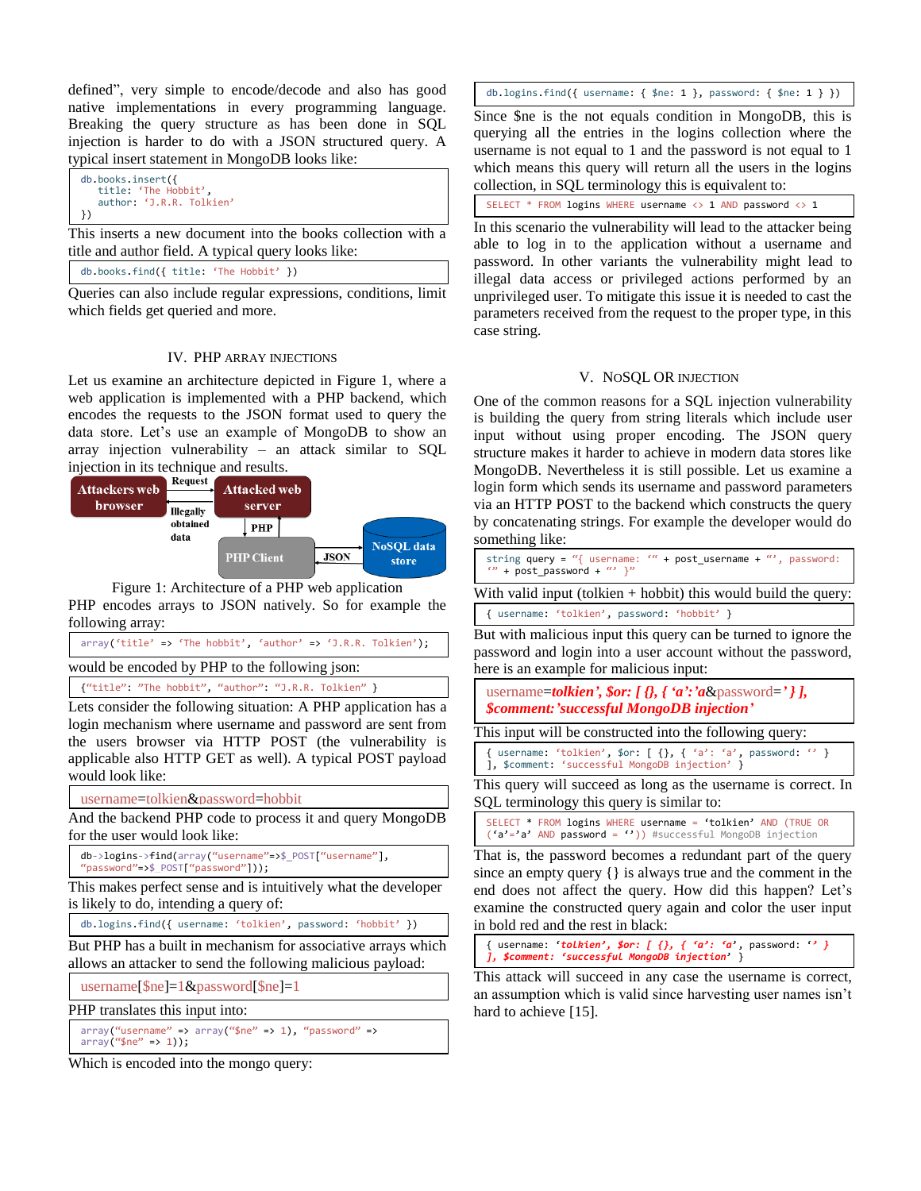defined", very simple to encode/decode and also has good native implementations in every programming language. Breaking the query structure as has been done in SQL injection is harder to do with a JSON structured query. A typical insert statement in MongoDB looks like:

```
db.books.insert({
    title: 'The Hobbit',
    author: 'J.R.R. Tolkien'
})
```

This inserts a new document into the books collection with a title and author field. A typical query looks like:

```
db.books.find({ title: 'The Hobbit' })
```

Queries can also include regular expressions, conditions, limit which fields get queried and more.

## IV. PHP ARRAY INJECTIONS

Let us examine an architecture depicted in Figure 1, where a web application is implemented with a PHP backend, which encodes the requests to the JSON format used to query the data store. Let's use an example of MongoDB to show an array injection vulnerability – an attack similar to SQL injection in its technique and results.

Attackers web browser — Request → Attacked web server; Attacked web server — Illegally obtained data → Attackers web browser; Attacked web server — PHP — PHP Client; PHP Client — JSON — NoSQL data store

Figure 1: Architecture of a PHP web application

PHP encodes arrays to JSON natively. So for example the following array:

```
array('title' => 'The hobbit', 'author' => 'J.R.R. Tolkien');
```

would be encoded by PHP to the following json:

```
{"title": "The hobbit", "author": "J.R.R. Tolkien" }
```

Lets consider the following situation: A PHP application has a login mechanism where username and password are sent from the users browser via HTTP POST (the vulnerability is applicable also HTTP GET as well). A typical POST payload would look like:

```
username=tolkien&password=hobbit
```

And the backend PHP code to process it and query MongoDB for the user would look like:

```
db->logins->find(array("username"=>$_POST["username"],
"password"=>$_POST["password"]));
```

This makes perfect sense and is intuitively what the developer is likely to do, intending a query of:

```
db.logins.find({ username: 'tolkien', password: 'hobbit' })
```

But PHP has a built in mechanism for associative arrays which allows an attacker to send the following malicious payload:

```
username[$ne]=1&password[$ne]=1
```

PHP translates this input into:

```
array("username" => array("$ne" => 1), "password" =>
array("$ne" => 1));
```

Which is encoded into the mongo query:

```
db.logins.find({ username: { $ne: 1 }, password: { $ne: 1 } })
```

Since $ne is the not equals condition in MongoDB, this is querying all the entries in the logins collection where the username is not equal to 1 and the password is not equal to 1 which means this query will return all the users in the logins collection, in SQL terminology this is equivalent to:

```
SELECT * FROM logins WHERE username <> 1 AND password <> 1
```

In this scenario the vulnerability will lead to the attacker being able to log in to the application without a username and password. In other variants the vulnerability might lead to illegal data access or privileged actions performed by an unprivileged user. To mitigate this issue it is needed to cast the parameters received from the request to the proper type, in this case string.

## V. NOSQL OR INJECTION

One of the common reasons for a SQL injection vulnerability is building the query from string literals which include user input without using proper encoding. The JSON query structure makes it harder to achieve in modern data stores like MongoDB. Nevertheless it is still possible. Let us examine a login form which sends its username and password parameters via an HTTP POST to the backend which constructs the query by concatenating strings. For example the developer would do something like:

```
string query = "{ username: '" + post_username + "', password:
'" + post_password + "' }"
```

With valid input (tolkien + hobbit) this would build the query:

```
{ username: 'tolkien', password: 'hobbit' }
```

But with malicious input this query can be turned to ignore the password and login into a user account without the password, here is an example for malicious input:

username=***tolkien', $or: [ {}, { 'a':'a***&password=***' } ], $comment:'successful MongoDB injection'***

This input will be constructed into the following query:

```
{ username: 'tolkien', $or: [ {}, { 'a': 'a', password: '' }
], $comment: 'successful MongoDB injection' }
```

This query will succeed as long as the username is correct. In SQL terminology this query is similar to:

```
SELECT * FROM logins WHERE username = 'tolkien' AND (TRUE OR
('a'='a' AND password = '')) #successful MongoDB injection
```

That is, the password becomes a redundant part of the query since an empty query {} is always true and the comment in the end does not affect the query. How did this happen? Let's examine the constructed query again and color the user input in bold red and the rest in black:

{ username: '***tolkien', $or: [ {}, { 'a': 'a***', password: '***' } ], $comment: 'successful MongoDB injection'*** }

This attack will succeed in any case the username is correct, an assumption which is valid since harvesting user names isn't hard to achieve [15].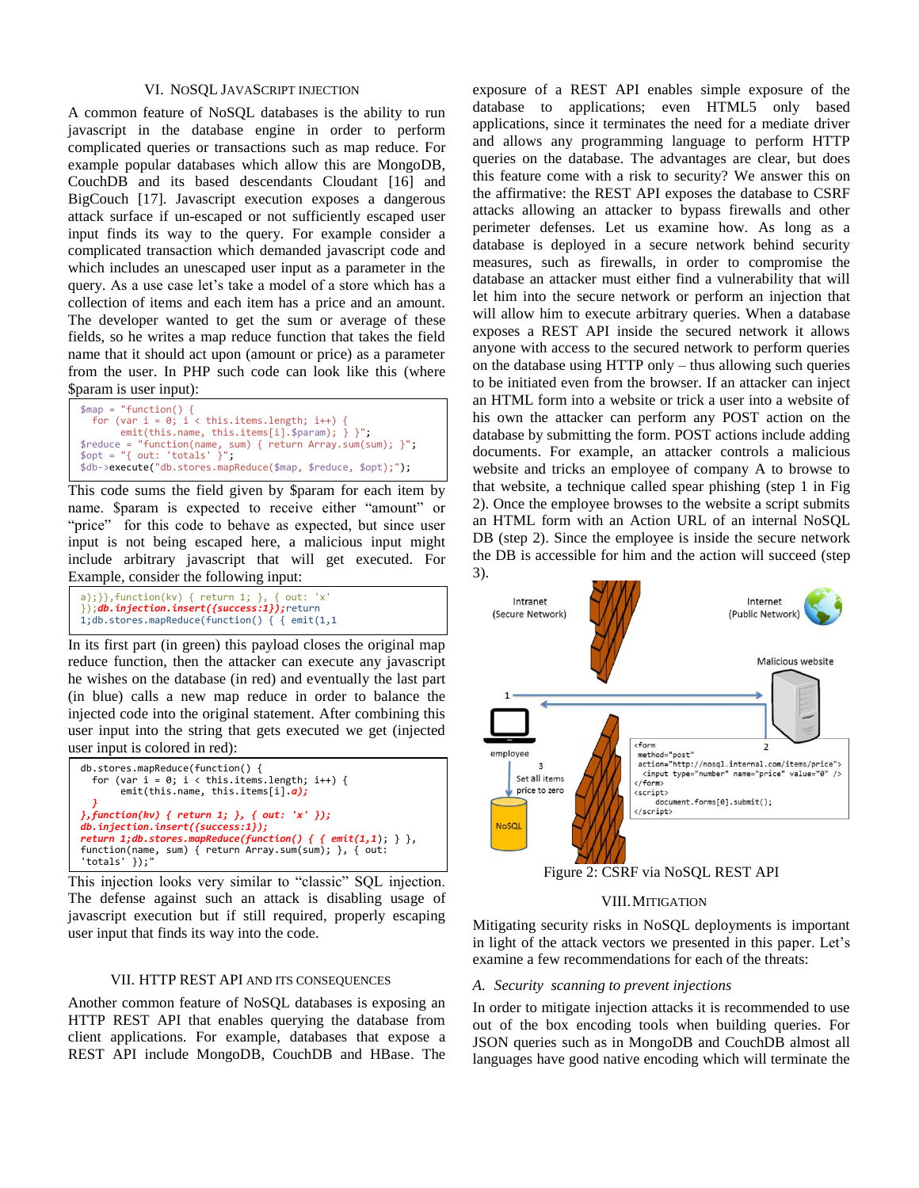## VI. NoSQL JavaScript Injection

A common feature of NoSQL databases is the ability to run javascript in the database engine in order to perform complicated queries or transactions such as map reduce. For example popular databases which allow this are MongoDB, CouchDB and its based descendants Cloudant [16] and BigCouch [17]. Javascript execution exposes a dangerous attack surface if un-escaped or not sufficiently escaped user input finds its way to the query. For example consider a complicated transaction which demanded javascript code and which includes an unescaped user input as a parameter in the query. As a use case let's take a model of a store which has a collection of items and each item has a price and an amount. The developer wanted to get the sum or average of these fields, so he writes a map reduce function that takes the field name that it should act upon (amount or price) as a parameter from the user. In PHP such code can look like this (where $param is user input):

```
$map = "function() {
  for (var i = 0; i < this.items.length; i++) {
      emit(this.name, this.items[i].$param); } }";
$reduce = "function(name, sum) { return Array.sum(sum); }";
$opt = "{ out: 'totals' }";
$db->execute("db.stores.mapReduce($map, $reduce, $opt);");
```

This code sums the field given by $param for each item by name. $param is expected to receive either "amount" or "price" for this code to behave as expected, but since user input is not being escaped here, a malicious input might include arbitrary javascript that will get executed. For Example, consider the following input:

```
a);}},function(kv) { return 1; }, { out: 'x'
});db.injection.insert({success:1});return
1;db.stores.mapReduce(function() { { emit(1,1
```

In its first part (in green) this payload closes the original map reduce function, then the attacker can execute any javascript he wishes on the database (in red) and eventually the last part (in blue) calls a new map reduce in order to balance the injected code into the original statement. After combining this user input into the string that gets executed we get (injected user input is colored in red):

```
db.stores.mapReduce(function() {
  for (var i = 0; i < this.items.length; i++) {
      emit(this.name, this.items[i].a);
  }
},function(kv) { return 1; }, { out: 'x' });
db.injection.insert({success:1});
return 1;db.stores.mapReduce(function() { { emit(1,1); } },
function(name, sum) { return Array.sum(sum); }, { out:
'totals' });"
```

This injection looks very similar to "classic" SQL injection. The defense against such an attack is disabling usage of javascript execution but if still required, properly escaping user input that finds its way into the code.

## VII. HTTP REST API and its Consequences

Another common feature of NoSQL databases is exposing an HTTP REST API that enables querying the database from client applications. For example, databases that expose a REST API include MongoDB, CouchDB and HBase. The exposure of a REST API enables simple exposure of the database to applications; even HTML5 only based applications, since it terminates the need for a mediate driver and allows any programming language to perform HTTP queries on the database. The advantages are clear, but does this feature come with a risk to security? We answer this on the affirmative: the REST API exposes the database to CSRF attacks allowing an attacker to bypass firewalls and other perimeter defenses. Let us examine how. As long as a database is deployed in a secure network behind security measures, such as firewalls, in order to compromise the database an attacker must either find a vulnerability that will let him into the secure network or perform an injection that will allow him to execute arbitrary queries. When a database exposes a REST API inside the secured network it allows anyone with access to the secured network to perform queries on the database using HTTP only – thus allowing such queries to be initiated even from the browser. If an attacker can inject an HTML form into a website or trick a user into a website of his own the attacker can perform any POST action on the database by submitting the form. POST actions include adding documents. For example, an attacker controls a malicious website and tricks an employee of company A to browse to that website, a technique called spear phishing (step 1 in Fig 2). Once the employee browses to the website a script submits an HTML form with an Action URL of an internal NoSQL DB (step 2). Since the employee is inside the secure network the DB is accessible for him and the action will succeed (step 3).

Figure 2: CSRF via NoSQL REST API

## VIII. Mitigation

Mitigating security risks in NoSQL deployments is important in light of the attack vectors we presented in this paper. Let's examine a few recommendations for each of the threats:

### A. Security scanning to prevent injections

In order to mitigate injection attacks it is recommended to use out of the box encoding tools when building queries. For JSON queries such as in MongoDB and CouchDB almost all languages have good native encoding which will terminate the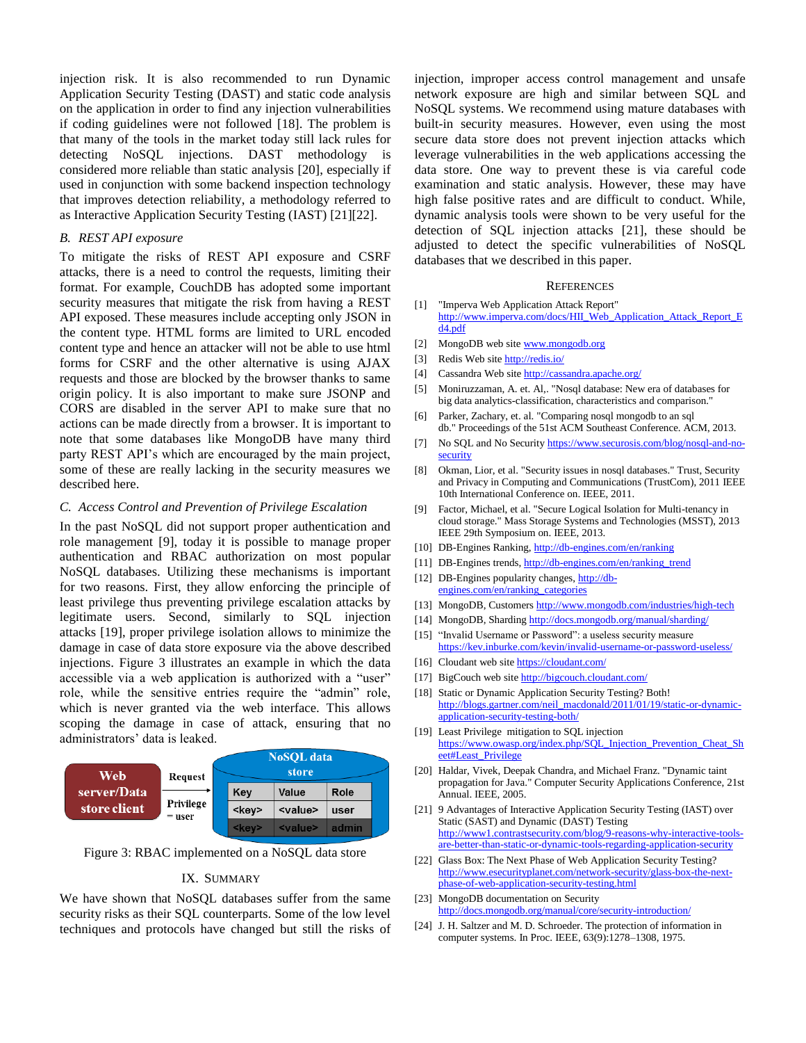injection risk. It is also recommended to run Dynamic Application Security Testing (DAST) and static code analysis on the application in order to find any injection vulnerabilities if coding guidelines were not followed [18]. The problem is that many of the tools in the market today still lack rules for detecting NoSQL injections. DAST methodology is considered more reliable than static analysis [20], especially if used in conjunction with some backend inspection technology that improves detection reliability, a methodology referred to as Interactive Application Security Testing (IAST) [21][22].

### *B. REST API exposure*

To mitigate the risks of REST API exposure and CSRF attacks, there is a need to control the requests, limiting their format. For example, CouchDB has adopted some important security measures that mitigate the risk from having a REST API exposed. These measures include accepting only JSON in the content type. HTML forms are limited to URL encoded content type and hence an attacker will not be able to use html forms for CSRF and the other alternative is using AJAX requests and those are blocked by the browser thanks to same origin policy. It is also important to make sure JSONP and CORS are disabled in the server API to make sure that no actions can be made directly from a browser. It is important to note that some databases like MongoDB have many third party REST API's which are encouraged by the main project, some of these are really lacking in the security measures we described here.

### *C. Access Control and Prevention of Privilege Escalation*

In the past NoSQL did not support proper authentication and role management [9], today it is possible to manage proper authentication and RBAC authorization on most popular NoSQL databases. Utilizing these mechanisms is important for two reasons. First, they allow enforcing the principle of least privilege thus preventing privilege escalation attacks by legitimate users. Second, similarly to SQL injection attacks [19], proper privilege isolation allows to minimize the damage in case of data store exposure via the above described injections. Figure 3 illustrates an example in which the data accessible via a web application is authorized with a "user" role, while the sensitive entries require the "admin" role, which is never granted via the web interface. This allows scoping the damage in case of attack, ensuring that no administrators' data is leaked.

Web server/Data store client

Request

Privilege = user

NoSQL data store

Key | Value | Role

<key> | <value> | user

<key> | <value> | admin

Figure 3: RBAC implemented on a NoSQL data store

## IX. Summary

We have shown that NoSQL databases suffer from the same security risks as their SQL counterparts. Some of the low level techniques and protocols have changed but still the risks of injection, improper access control management and unsafe network exposure are high and similar between SQL and NoSQL systems. We recommend using mature databases with built-in security measures. However, even using the most secure data store does not prevent injection attacks which leverage vulnerabilities in the web applications accessing the data store. One way to prevent these is via careful code examination and static analysis. However, these may have high false positive rates and are difficult to conduct. While, dynamic analysis tools were shown to be very useful for the detection of SQL injection attacks [21], these should be adjusted to detect the specific vulnerabilities of NoSQL databases that we described in this paper.

## References

[1] "Imperva Web Application Attack Report" http://www.imperva.com/docs/HII_Web_Application_Attack_Report_Ed4.pdf

[2] MongoDB web site www.mongodb.org

[3] Redis Web site http://redis.io/

[4] Cassandra Web site http://cassandra.apache.org/

[5] Moniruzzaman, A. et. Al,. "Nosql database: New era of databases for big data analytics-classification, characteristics and comparison."

[6] Parker, Zachary, et. al. "Comparing nosql mongodb to an sql db." Proceedings of the 51st ACM Southeast Conference. ACM, 2013.

[7] No SQL and No Security https://www.securosis.com/blog/nosql-and-no-security

[8] Okman, Lior, et al. "Security issues in nosql databases." Trust, Security and Privacy in Computing and Communications (TrustCom), 2011 IEEE 10th International Conference on. IEEE, 2011.

[9] Factor, Michael, et al. "Secure Logical Isolation for Multi-tenancy in cloud storage." Mass Storage Systems and Technologies (MSST), 2013 IEEE 29th Symposium on. IEEE, 2013.

[10] DB-Engines Ranking, http://db-engines.com/en/ranking

[11] DB-Engines trends, http://db-engines.com/en/ranking_trend

[12] DB-Engines popularity changes, http://db-engines.com/en/ranking_categories

[13] MongoDB, Customers http://www.mongodb.com/industries/high-tech

[14] MongoDB, Sharding http://docs.mongodb.org/manual/sharding/

[15] "Invalid Username or Password": a useless security measure https://kev.inburke.com/kevin/invalid-username-or-password-useless/

[16] Cloudant web site https://cloudant.com/

[17] BigCouch web site http://bigcouch.cloudant.com/

[18] Static or Dynamic Application Security Testing? Both! http://blogs.gartner.com/neil_macdonald/2011/01/19/static-or-dynamic-application-security-testing-both/

[19] Least Privilege mitigation to SQL injection https://www.owasp.org/index.php/SQL_Injection_Prevention_Cheat_Sheet#Least_Privilege

[20] Haldar, Vivek, Deepak Chandra, and Michael Franz. "Dynamic taint propagation for Java." Computer Security Applications Conference, 21st Annual. IEEE, 2005.

[21] 9 Advantages of Interactive Application Security Testing (IAST) over Static (SAST) and Dynamic (DAST) Testing http://www1.contrastsecurity.com/blog/9-reasons-why-interactive-tools-are-better-than-static-or-dynamic-tools-regarding-application-security

[22] Glass Box: The Next Phase of Web Application Security Testing? http://www.esecurityplanet.com/network-security/glass-box-the-next-phase-of-web-application-security-testing.html

[23] MongoDB documentation on Security http://docs.mongodb.org/manual/core/security-introduction/

[24] J. H. Saltzer and M. D. Schroeder. The protection of information in computer systems. In Proc. IEEE, 63(9):1278–1308, 1975.